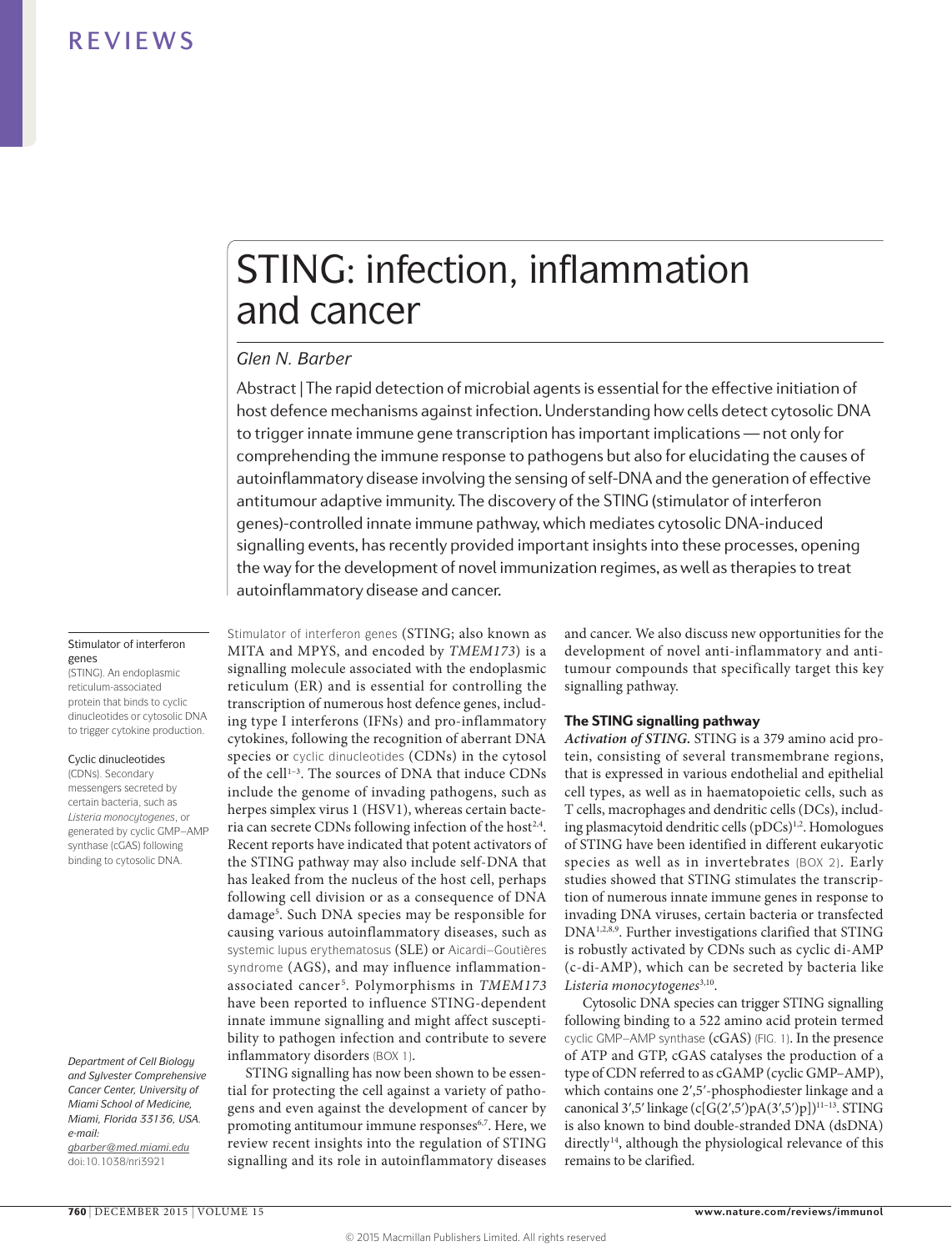# STING: infection, inflammation and cancer

*Glen N. Barber*

Abstract | The rapid detection of microbial agents is essential for the effective initiation of host defence mechanisms against infection. Understanding how cells detect cytosolic DNA to trigger innate immune gene transcription has important implications — not only for comprehending the immune response to pathogens but also for elucidating the causes of autoinflammatory disease involving the sensing of self-DNA and the generation of effective antitumour adaptive immunity. The discovery of the STING (stimulator of interferon genes)-controlled innate immune pathway, which mediates cytosolic DNA-induced signalling events, has recently provided important insights into these processes, opening the way for the development of novel immunization regimes, as well as therapies to treat autoinflammatory disease and cancer.

Stimulator of interferon genes (STING; also known as MITA and MPYS, and encoded by *TMEM173*) is a signalling molecule associated with the endoplasmic reticulum (ER) and is essential for controlling the transcription of numerous host defence genes, including type I interferons (IFNs) and pro-inflammatory cytokines, following the recognition of aberrant DNA species or cyclic dinucleotides (CDNs) in the cytosol of the cell[1–3]. The sources of DNA that induce CDNs include the genome of invading pathogens, such as herpes simplex virus 1 (HSV1), whereas certain bacteria can secrete CDNs following infection of the host[2,4]. Recent reports have indicated that potent activators of the STING pathway may also include self-DNA that has leaked from the nucleus of the host cell, perhaps following cell division or as a consequence of DNA damage[5]. Such DNA species may be responsible for causing various autoinflammatory diseases, such as systemic lupus erythematosus (SLE) or Aicardi–Goutières syndrome (AGS), and may influence inflammation-associated cancer[5]. Polymorphisms in *TMEM173* have been reported to influence STING-dependent innate immune signalling and might affect susceptibility to pathogen infection and contribute to severe inflammatory disorders (BOX 1).

STING signalling has now been shown to be essential for protecting the cell against a variety of pathogens and even against the development of cancer by promoting antitumour immune responses[6,7]. Here, we review recent insights into the regulation of STING signalling and its role in autoinflammatory diseases and cancer. We also discuss new opportunities for the development of novel anti-inflammatory and anti-tumour compounds that specifically target this key signalling pathway.

**Stimulator of interferon genes**
(STING). An endoplasmic reticulum-associated protein that binds to cyclic dinucleotides or cytosolic DNA to trigger cytokine production.

**Cyclic dinucleotides**
(CDNs). Secondary messengers secreted by certain bacteria, such as *Listeria monocytogenes*, or generated by cyclic GMP–AMP synthase (cGAS) following binding to cytosolic DNA.

*Department of Cell Biology and Sylvester Comprehensive Cancer Center, University of Miami School of Medicine, Miami, Florida 33136, USA.*
*e-mail: gbarber@med.miami.edu*
doi:10.1038/nri3921

## The STING signalling pathway

***Activation of STING.*** STING is a 379 amino acid protein, consisting of several transmembrane regions, that is expressed in various endothelial and epithelial cell types, as well as in haematopoietic cells, such as T cells, macrophages and dendritic cells (DCs), including plasmacytoid dendritic cells (pDCs)[1,2]. Homologues of STING have been identified in different eukaryotic species as well as in invertebrates (BOX 2). Early studies showed that STING stimulates the transcription of numerous innate immune genes in response to invading DNA viruses, certain bacteria or transfected DNA[1,2,8,9]. Further investigations clarified that STING is robustly activated by CDNs such as cyclic di-AMP (c-di-AMP), which can be secreted by bacteria like *Listeria monocytogenes*[3,10].

Cytosolic DNA species can trigger STING signalling following binding to a 522 amino acid protein termed cyclic GMP–AMP synthase (cGAS) (FIG. 1). In the presence of ATP and GTP, cGAS catalyses the production of a type of CDN referred to as cGAMP (cyclic GMP–AMP), which contains one 2′,5′-phosphodiester linkage and a canonical 3′,5′ linkage (c[G(2′,5′)pA(3′,5′)p])[11–13]. STING is also known to bind double-stranded DNA (dsDNA) directly[14], although the physiological relevance of this remains to be clarified.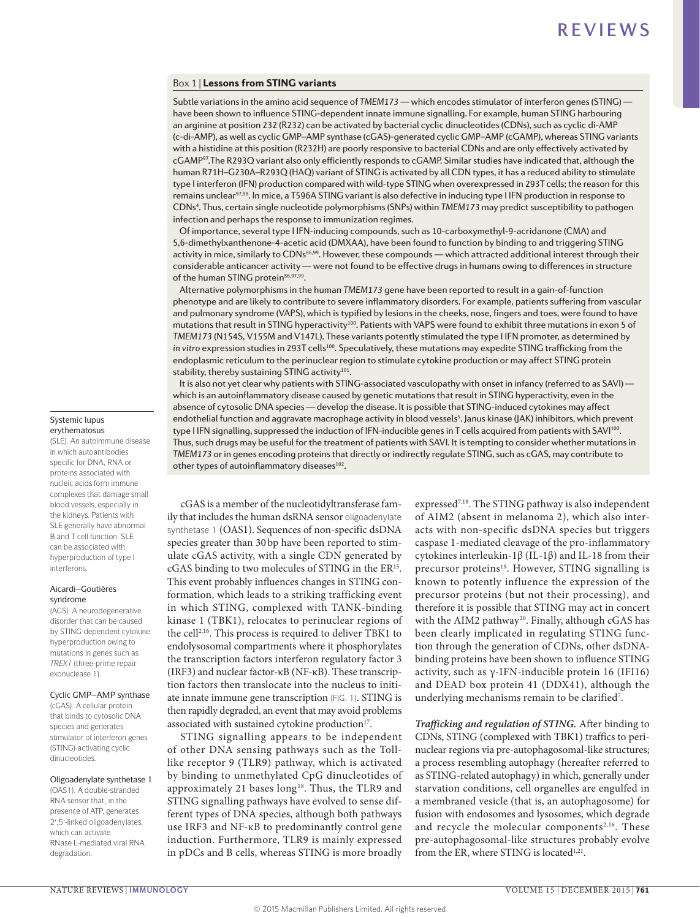## Box 1 | Lessons from STING variants

Subtle variations in the amino acid sequence of *TMEM173* — which encodes stimulator of interferon genes (STING) — have been shown to influence STING-dependent innate immune signalling. For example, human STING harbouring an arginine at position 232 (R232) can be activated by bacterial cyclic dinucleotides (CDNs), such as cyclic di-AMP (c-di-AMP), as well as cyclic GMP–AMP synthase (cGAS)-generated cyclic GMP–AMP (cGAMP), whereas STING variants with a histidine at this position (R232H) are poorly responsive to bacterial CDNs and are only effectively activated by cGAMP[97]. The R293Q variant also only efficiently responds to cGAMP. Similar studies have indicated that, although the human R71H–G230A–R293Q (HAQ) variant of STING is activated by all CDN types, it has a reduced ability to stimulate type I interferon (IFN) production compared with wild-type STING when overexpressed in 293T cells; the reason for this remains unclear[97,98]. In mice, a T596A STING variant is also defective in inducing type I IFN production in response to CDNs[4]. Thus, certain single nucleotide polymorphisms (SNPs) within *TMEM173* may predict susceptibility to pathogen infection and perhaps the response to immunization regimes.

Of importance, several type I IFN-inducing compounds, such as 10-carboxymethyl-9-acridanone (CMA) and 5,6-dimethylxanthenone-4-acetic acid (DMXAA), have been found to function by binding to and triggering STING activity in mice, similarly to CDNs[86,99]. However, these compounds — which attracted additional interest through their considerable anticancer activity — were not found to be effective drugs in humans owing to differences in structure of the human STING protein[86,97,99].

Alternative polymorphisms in the human *TMEM173* gene have been reported to result in a gain-of-function phenotype and are likely to contribute to severe inflammatory disorders. For example, patients suffering from vascular and pulmonary syndrome (VAPS), which is typified by lesions in the cheeks, nose, fingers and toes, were found to have mutations that result in STING hyperactivity[100]. Patients with VAPS were found to exhibit three mutations in exon 5 of *TMEM173* (N154S, V155M and V147L). These variants potently stimulated the type I IFN promoter, as determined by *in vitro* expression studies in 293T cells[100]. Speculatively, these mutations may expedite STING trafficking from the endoplasmic reticulum to the perinuclear region to stimulate cytokine production or may affect STING protein stability, thereby sustaining STING activity[101].

It is also not yet clear why patients with STING-associated vasculopathy with onset in infancy (referred to as SAVI) — which is an autoinflammatory disease caused by genetic mutations that result in STING hyperactivity, even in the absence of cytosolic DNA species — develop the disease. It is possible that STING-induced cytokines may affect endothelial function and aggravate macrophage activity in blood vessels[5]. Janus kinase (JAK) inhibitors, which prevent type I IFN signalling, suppressed the induction of IFN-inducible genes in T cells acquired from patients with SAVI[100]. Thus, such drugs may be useful for the treatment of patients with SAVI. It is tempting to consider whether mutations in *TMEM173* or in genes encoding proteins that directly or indirectly regulate STING, such as cGAS, may contribute to other types of autoinflammatory diseases[102].

---

**Systemic lupus erythematosus**
(SLE). An autoimmune disease in which autoantibodies specific for DNA, RNA or proteins associated with nucleic acids form immune complexes that damage small blood vessels, especially in the kidneys. Patients with SLE generally have abnormal B and T cell function. SLE can be associated with hyperproduction of type I interferons.

**Aicardi–Goutières syndrome**
(AGS). A neurodegenerative disorder that can be caused by STING-dependent cytokine hyperproduction owing to mutations in genes such as *TREX1* (three-prime repair exonuclease 1).

**Cyclic GMP–AMP synthase**
(cGAS). A cellular protein that binds to cytosolic DNA species and generates stimulator of interferon genes (STING)-activating cyclic dinucleotides.

**Oligoadenylate synthetase 1**
(OAS1). A double-stranded RNA sensor that, in the presence of ATP, generates 2′,5′-linked oligoadenylates, which can activate RNase L-mediated viral RNA degradation.

---

cGAS is a member of the nucleotidyltransferase family that includes the human dsRNA sensor oligoadenylate synthetase 1 (OAS1). Sequences of non-specific dsDNA species greater than 30 bp have been reported to stimulate cGAS activity, with a single CDN generated by cGAS binding to two molecules of STING in the ER[15]. This event probably influences changes in STING conformation, which leads to a striking trafficking event in which STING, complexed with TANK-binding kinase 1 (TBK1), relocates to perinuclear regions of the cell[2,16]. This process is required to deliver TBK1 to endolysosomal compartments where it phosphorylates the transcription factors interferon regulatory factor 3 (IRF3) and nuclear factor-κB (NF-κB). These transcription factors then translocate into the nucleus to initiate innate immune gene transcription (FIG. 1). STING is then rapidly degraded, an event that may avoid problems associated with sustained cytokine production[17].

STING signalling appears to be independent of other DNA sensing pathways such as the Toll-like receptor 9 (TLR9) pathway, which is activated by binding to unmethylated CpG dinucleotides of approximately 21 bases long[18]. Thus, the TLR9 and STING signalling pathways have evolved to sense different types of DNA species, although both pathways use IRF3 and NF-κB to predominantly control gene induction. Furthermore, TLR9 is mainly expressed in pDCs and B cells, whereas STING is more broadly expressed[7,18]. The STING pathway is also independent of AIM2 (absent in melanoma 2), which also interacts with non-specific dsDNA species but triggers caspase 1-mediated cleavage of the pro-inflammatory cytokines interleukin-1β (IL-1β) and IL-18 from their precursor proteins[19]. However, STING signalling is known to potently influence the expression of the precursor proteins (but not their processing), and therefore it is possible that STING may act in concert with the AIM2 pathway[20]. Finally, although cGAS has been clearly implicated in regulating STING function through the generation of CDNs, other dsDNA-binding proteins have been shown to influence STING activity, such as γ-IFN-inducible protein 16 (IFI16) and DEAD box protein 41 (DDX41), although the underlying mechanisms remain to be clarified[7].

***Trafficking and regulation of STING.*** After binding to CDNs, STING (complexed with TBK1) traffics to perinuclear regions via pre-autophagosomal-like structures; a process resembling autophagy (hereafter referred to as STING-related autophagy) in which, generally under starvation conditions, cell organelles are engulfed in a membraned vesicle (that is, an autophagosome) for fusion with endosomes and lysosomes, which degrade and recycle the molecular components[2,16]. These pre-autophagosomal-like structures probably evolve from the ER, where STING is located[1,21].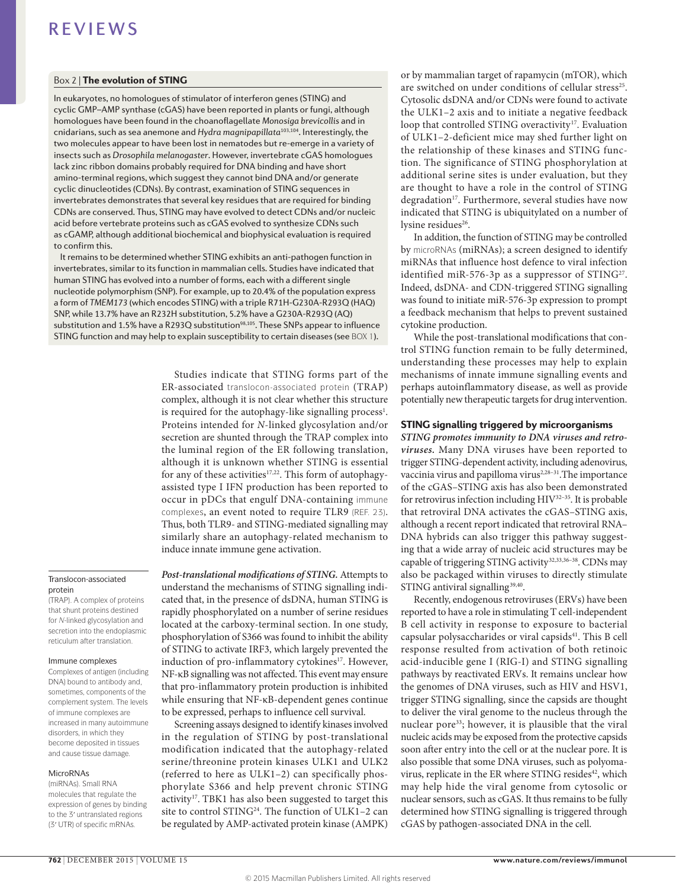## Box 2 | The evolution of STING

In eukaryotes, no homologues of stimulator of interferon genes (STING) and cyclic GMP–AMP synthase (cGAS) have been reported in plants or fungi, although homologues have been found in the choanoflagellate *Monosiga brevicollis* and in cnidarians, such as sea anemone and *Hydra magnipapillata*[103,104]. Interestingly, the two molecules appear to have been lost in nematodes but re-emerge in a variety of insects such as *Drosophila melanogaster*. However, invertebrate cGAS homologues lack zinc ribbon domains probably required for DNA binding and have short amino-terminal regions, which suggest they cannot bind DNA and/or generate cyclic dinucleotides (CDNs). By contrast, examination of STING sequences in invertebrates demonstrates that several key residues that are required for binding CDNs are conserved. Thus, STING may have evolved to detect CDNs and/or nucleic acid before vertebrate proteins such as cGAS evolved to synthesize CDNs such as cGAMP, although additional biochemical and biophysical evaluation is required to confirm this.

It remains to be determined whether STING exhibits an anti-pathogen function in invertebrates, similar to its function in mammalian cells. Studies have indicated that human STING has evolved into a number of forms, each with a different single nucleotide polymorphism (SNP). For example, up to 20.4% of the population express a form of *TMEM173* (which encodes STING) with a triple R71H-G230A-R293Q (HAQ) SNP, while 13.7% have an R232H substitution, 5.2% have a G230A-R293Q (AQ) substitution and 1.5% have a R293Q substitution[98,105]. These SNPs appear to influence STING function and may help to explain susceptibility to certain diseases (see BOX 1).

Studies indicate that STING forms part of the ER-associated translocon-associated protein (TRAP) complex, although it is not clear whether this structure is required for the autophagy-like signalling process[1]. Proteins intended for *N*-linked glycosylation and/or secretion are shunted through the TRAP complex into the luminal region of the ER following translation, although it is unknown whether STING is essential for any of these activities[17,22]. This form of autophagy-assisted type I IFN production has been reported to occur in pDCs that engulf DNA-containing immune complexes, an event noted to require TLR9 (REF. 23). Thus, both TLR9- and STING-mediated signalling may similarly share an autophagy-related mechanism to induce innate immune gene activation.

**Translocon-associated protein**
(TRAP). A complex of proteins that shunt proteins destined for *N*-linked glycosylation and secretion into the endoplasmic reticulum after translation.

**Immune complexes**
Complexes of antigen (including DNA) bound to antibody and, sometimes, components of the complement system. The levels of immune complexes are increased in many autoimmune disorders, in which they become deposited in tissues and cause tissue damage.

**MicroRNAs**
(miRNAs). Small RNA molecules that regulate the expression of genes by binding to the 3′ untranslated regions (3′ UTR) of specific mRNAs.

***Post-translational modifications of STING.*** Attempts to understand the mechanisms of STING signalling indicated that, in the presence of dsDNA, human STING is rapidly phosphorylated on a number of serine residues located at the carboxy-terminal section. In one study, phosphorylation of S366 was found to inhibit the ability of STING to activate IRF3, which largely prevented the induction of pro-inflammatory cytokines[17]. However, NF-κB signalling was not affected. This event may ensure that pro-inflammatory protein production is inhibited while ensuring that NF-κB-dependent genes continue to be expressed, perhaps to influence cell survival.

Screening assays designed to identify kinases involved in the regulation of STING by post-translational modification indicated that the autophagy-related serine/threonine protein kinases ULK1 and ULK2 (referred to here as ULK1–2) can specifically phosphorylate S366 and help prevent chronic STING activity[17]. TBK1 has also been suggested to target this site to control STING[24]. The function of ULK1–2 can be regulated by AMP-activated protein kinase (AMPK) or by mammalian target of rapamycin (mTOR), which are switched on under conditions of cellular stress[25]. Cytosolic dsDNA and/or CDNs were found to activate the ULK1–2 axis and to initiate a negative feedback loop that controlled STING overactivity[17]. Evaluation of ULK1–2-deficient mice may shed further light on the relationship of these kinases and STING function. The significance of STING phosphorylation at additional serine sites is under evaluation, but they are thought to have a role in the control of STING degradation[17]. Furthermore, several studies have now indicated that STING is ubiquitylated on a number of lysine residues[26].

In addition, the function of STING may be controlled by microRNAs (miRNAs); a screen designed to identify miRNAs that influence host defence to viral infection identified miR-576-3p as a suppressor of STING[27]. Indeed, dsDNA- and CDN-triggered STING signalling was found to initiate miR-576-3p expression to prompt a feedback mechanism that helps to prevent sustained cytokine production.

While the post-translational modifications that control STING function remain to be fully determined, understanding these processes may help to explain mechanisms of innate immune signalling events and perhaps autoinflammatory disease, as well as provide potentially new therapeutic targets for drug intervention.

## STING signalling triggered by microorganisms

***STING promotes immunity to DNA viruses and retroviruses.*** Many DNA viruses have been reported to trigger STING-dependent activity, including adenovirus, vaccinia virus and papilloma virus[2,28–31]. The importance of the cGAS–STING axis has also been demonstrated for retrovirus infection including HIV[32–35]. It is probable that retroviral DNA activates the cGAS–STING axis, although a recent report indicated that retroviral RNA–DNA hybrids can also trigger this pathway suggesting that a wide array of nucleic acid structures may be capable of triggering STING activity[32,33,36–38]. CDNs may also be packaged within viruses to directly stimulate STING antiviral signalling[39,40].

Recently, endogenous retroviruses (ERVs) have been reported to have a role in stimulating T cell-independent B cell activity in response to exposure to bacterial capsular polysaccharides or viral capsids[41]. This B cell response resulted from activation of both retinoic acid-inducible gene I (RIG-I) and STING signalling pathways by reactivated ERVs. It remains unclear how the genomes of DNA viruses, such as HIV and HSV1, trigger STING signalling, since the capsids are thought to deliver the viral genome to the nucleus through the nuclear pore[33]; however, it is plausible that the viral nucleic acids may be exposed from the protective capsids soon after entry into the cell or at the nuclear pore. It is also possible that some DNA viruses, such as polyomavirus, replicate in the ER where STING resides[42], which may help hide the viral genome from cytosolic or nuclear sensors, such as cGAS. It thus remains to be fully determined how STING signalling is triggered through cGAS by pathogen-associated DNA in the cell.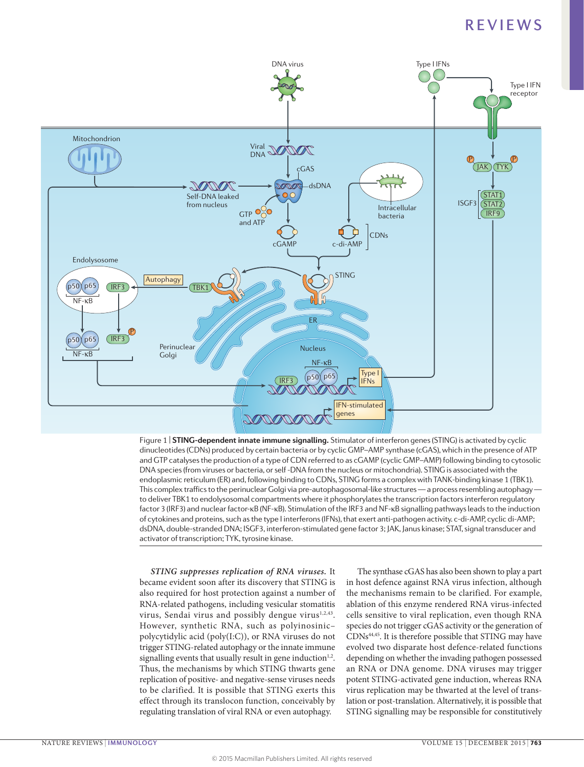Figure 1 | **STING-dependent innate immune signalling.** Stimulator of interferon genes (STING) is activated by cyclic dinucleotides (CDNs) produced by certain bacteria or by cyclic GMP–AMP synthase (cGAS), which in the presence of ATP and GTP catalyses the production of a type of CDN referred to as cGAMP (cyclic GMP–AMP) following binding to cytosolic DNA species (from viruses or bacteria, or self-DNA from the nucleus or mitochondria). STING is associated with the endoplasmic reticulum (ER) and, following binding to CDNs, STING forms a complex with TANK-binding kinase 1 (TBK1). This complex traffics to the perinuclear Golgi via pre-autophagosomal-like structures — a process resembling autophagy — to deliver TBK1 to endolysosomal compartments where it phosphorylates the transcription factors interferon regulatory factor 3 (IRF3) and nuclear factor-κB (NF-κB). Stimulation of the IRF3 and NF-κB signalling pathways leads to the induction of cytokines and proteins, such as the type I interferons (IFNs), that exert anti-pathogen activity. c-di-AMP, cyclic di-AMP; dsDNA, double-stranded DNA; ISGF3, interferon-stimulated gene factor 3; JAK, Janus kinase; STAT, signal transducer and activator of transcription; TYK, tyrosine kinase.

***STING suppresses replication of RNA viruses.*** It became evident soon after its discovery that STING is also required for host protection against a number of RNA-related pathogens, including vesicular stomatitis virus, Sendai virus and possibly dengue virus[1,2,43]. However, synthetic RNA, such as polyinosinic–polycytidylic acid (poly(I:C)), or RNA viruses do not trigger STING-related autophagy or the innate immune signalling events that usually result in gene induction[1,2]. Thus, the mechanisms by which STING thwarts gene replication of positive- and negative-sense viruses needs to be clarified. It is possible that STING exerts this effect through its translocon function, conceivably by regulating translation of viral RNA or even autophagy.

The synthase cGAS has also been shown to play a part in host defence against RNA virus infection, although the mechanisms remain to be clarified. For example, ablation of this enzyme rendered RNA virus-infected cells sensitive to viral replication, even though RNA species do not trigger cGAS activity or the generation of CDNs[44,45]. It is therefore possible that STING may have evolved two disparate host defence-related functions depending on whether the invading pathogen possessed an RNA or DNA genome. DNA viruses may trigger potent STING-activated gene induction, whereas RNA virus replication may be thwarted at the level of translation or post-translation. Alternatively, it is possible that STING signalling may be responsible for constitutively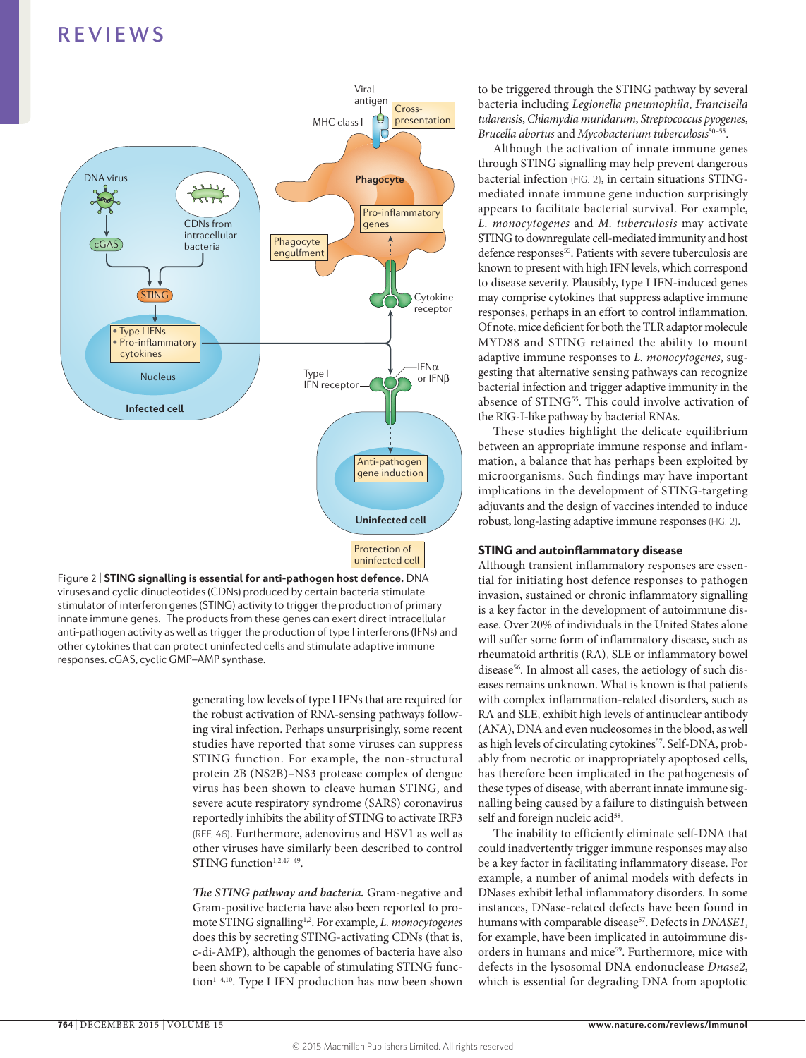Figure 2 | **STING signalling is essential for anti-pathogen host defence.** DNA viruses and cyclic dinucleotides (CDNs) produced by certain bacteria stimulate stimulator of interferon genes (STING) activity to trigger the production of primary innate immune genes. The products from these genes can exert direct intracellular anti-pathogen activity as well as trigger the production of type I interferons (IFNs) and other cytokines that can protect uninfected cells and stimulate adaptive immune responses. cGAS, cyclic GMP–AMP synthase.

generating low levels of type I IFNs that are required for the robust activation of RNA-sensing pathways following viral infection. Perhaps unsurprisingly, some recent studies have reported that some viruses can suppress STING function. For example, the non-structural protein 2B (NS2B)–NS3 protease complex of dengue virus has been shown to cleave human STING, and severe acute respiratory syndrome (SARS) coronavirus reportedly inhibits the ability of STING to activate IRF3 (REF. 46). Furthermore, adenovirus and HSV1 as well as other viruses have similarly been described to control STING function[1,2,47–49].

***The STING pathway and bacteria.*** Gram-negative and Gram-positive bacteria have also been reported to promote STING signalling[1,2]. For example, *L. monocytogenes* does this by secreting STING-activating CDNs (that is, c-di-AMP), although the genomes of bacteria have also been shown to be capable of stimulating STING function[1–4,10]. Type I IFN production has now been shown to be triggered through the STING pathway by several bacteria including *Legionella pneumophila*, *Francisella tularensis*, *Chlamydia muridarum*, *Streptococcus pyogenes*, *Brucella abortus* and *Mycobacterium tuberculosis*[50–55].

Although the activation of innate immune genes through STING signalling may help prevent dangerous bacterial infection (FIG. 2), in certain situations STING-mediated innate immune gene induction surprisingly appears to facilitate bacterial survival. For example, *L. monocytogenes* and *M. tuberculosis* may activate STING to downregulate cell-mediated immunity and host defence responses[55]. Patients with severe tuberculosis are known to present with high IFN levels, which correspond to disease severity. Plausibly, type I IFN-induced genes may comprise cytokines that suppress adaptive immune responses, perhaps in an effort to control inflammation. Of note, mice deficient for both the TLR adaptor molecule MYD88 and STING retained the ability to mount adaptive immune responses to *L. monocytogenes*, suggesting that alternative sensing pathways can recognize bacterial infection and trigger adaptive immunity in the absence of STING[55]. This could involve activation of the RIG-I-like pathway by bacterial RNAs.

These studies highlight the delicate equilibrium between an appropriate immune response and inflammation, a balance that has perhaps been exploited by microorganisms. Such findings may have important implications in the development of STING-targeting adjuvants and the design of vaccines intended to induce robust, long-lasting adaptive immune responses (FIG. 2).

### STING and autoinflammatory disease

Although transient inflammatory responses are essential for initiating host defence responses to pathogen invasion, sustained or chronic inflammatory signalling is a key factor in the development of autoimmune disease. Over 20% of individuals in the United States alone will suffer some form of inflammatory disease, such as rheumatoid arthritis (RA), SLE or inflammatory bowel disease[56]. In almost all cases, the aetiology of such diseases remains unknown. What is known is that patients with complex inflammation-related disorders, such as RA and SLE, exhibit high levels of antinuclear antibody (ANA), DNA and even nucleosomes in the blood, as well as high levels of circulating cytokines[57]. Self-DNA, probably from necrotic or inappropriately apoptosed cells, has therefore been implicated in the pathogenesis of these types of disease, with aberrant innate immune signalling being caused by a failure to distinguish between self and foreign nucleic acid[58].

The inability to efficiently eliminate self-DNA that could inadvertently trigger immune responses may also be a key factor in facilitating inflammatory disease. For example, a number of animal models with defects in DNases exhibit lethal inflammatory disorders. In some instances, DNase-related defects have been found in humans with comparable disease[57]. Defects in *DNASE1*, for example, have been implicated in autoimmune disorders in humans and mice[59]. Furthermore, mice with defects in the lysosomal DNA endonuclease *Dnase2*, which is essential for degrading DNA from apoptotic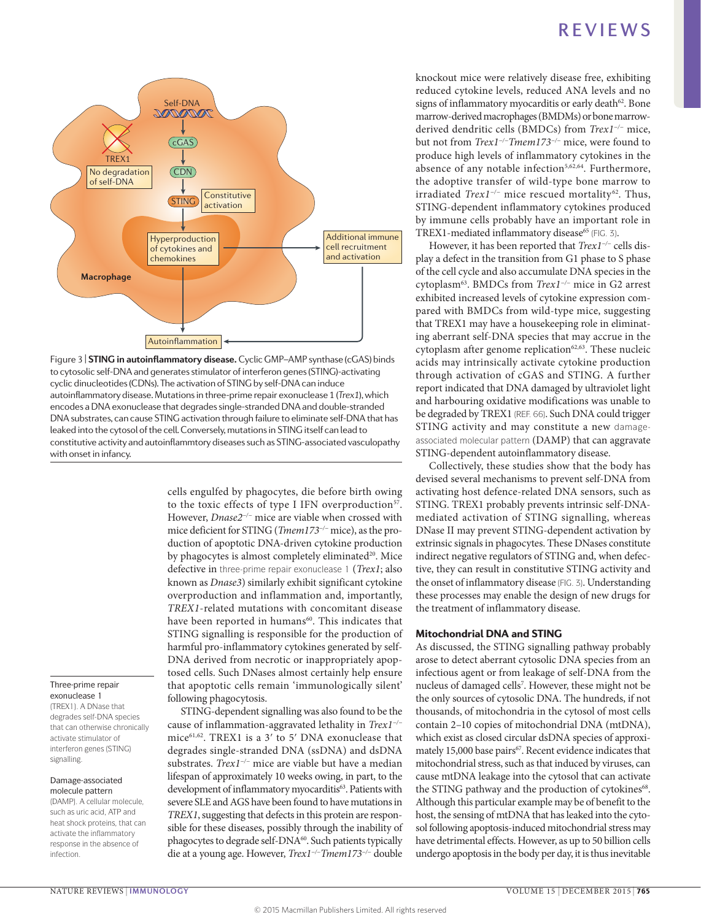Figure 3 | **STING in autoinflammatory disease.** Cyclic GMP–AMP synthase (cGAS) binds to cytosolic self-DNA and generates stimulator of interferon genes (STING)-activating cyclic dinucleotides (CDNs). The activation of STING by self-DNA can induce autoinflammatory disease. Mutations in three-prime repair exonuclease 1 (*Trex1*), which encodes a DNA exonuclease that degrades single-stranded DNA and double-stranded DNA substrates, can cause STING activation through failure to eliminate self-DNA that has leaked into the cytosol of the cell. Conversely, mutations in STING itself can lead to constitutive activity and autoinflammmtory diseases such as STING-associated vasculopathy with onset in infancy.

cells engulfed by phagocytes, die before birth owing to the toxic effects of type I IFN overproduction[57]. However, *Dnase2*$^{-/-}$ mice are viable when crossed with mice deficient for STING (*Tmem173*$^{-/-}$ mice), as the production of apoptotic DNA-driven cytokine production by phagocytes is almost completely eliminated[20]. Mice defective in three-prime repair exonuclease 1 (*Trex1*; also known as *Dnase3*) similarly exhibit significant cytokine overproduction and inflammation and, importantly, *TREX1*-related mutations with concomitant disease have been reported in humans[60]. This indicates that STING signalling is responsible for the production of harmful pro-inflammatory cytokines generated by self-DNA derived from necrotic or inappropriately apoptosed cells. Such DNases almost certainly help ensure that apoptotic cells remain 'immunologically silent' following phagocytosis.

STING-dependent signalling was also found to be the cause of inflammation-aggravated lethality in *Trex1*$^{-/-}$ mice[61,62]. TREX1 is a 3′ to 5′ DNA exonuclease that degrades single-stranded DNA (ssDNA) and dsDNA substrates. *Trex1*$^{-/-}$ mice are viable but have a median lifespan of approximately 10 weeks owing, in part, to the development of inflammatory myocarditis[63]. Patients with severe SLE and AGS have been found to have mutations in *TREX1*, suggesting that defects in this protein are responsible for these diseases, possibly through the inability of phagocytes to degrade self-DNA[60]. Such patients typically die at a young age. However, *Trex1*$^{-/-}$*Tmem173*$^{-/-}$ double knockout mice were relatively disease free, exhibiting reduced cytokine levels, reduced ANA levels and no signs of inflammatory myocarditis or early death[62]. Bone marrow-derived macrophages (BMDMs) or bone marrow-derived dendritic cells (BMDCs) from *Trex1*$^{-/-}$ mice, but not from *Trex1*$^{-/-}$*Tmem173*$^{-/-}$ mice, were found to produce high levels of inflammatory cytokines in the absence of any notable infection[5,62,64]. Furthermore, the adoptive transfer of wild-type bone marrow to irradiated *Trex1*$^{-/-}$ mice rescued mortality[62]. Thus, STING-dependent inflammatory cytokines produced by immune cells probably have an important role in TREX1-mediated inflammatory disease[65] (FIG. 3).

However, it has been reported that *Trex1*$^{-/-}$ cells display a defect in the transition from G1 phase to S phase of the cell cycle and also accumulate DNA species in the cytoplasm[63]. BMDCs from *Trex1*$^{-/-}$ mice in G2 arrest exhibited increased levels of cytokine expression compared with BMDCs from wild-type mice, suggesting that TREX1 may have a housekeeping role in eliminating aberrant self-DNA species that may accrue in the cytoplasm after genome replication[62,63]. These nucleic acids may intrinsically activate cytokine production through activation of cGAS and STING. A further report indicated that DNA damaged by ultraviolet light and harbouring oxidative modifications was unable to be degraded by TREX1 (REF. 66). Such DNA could trigger STING activity and may constitute a new damage-associated molecular pattern (DAMP) that can aggravate STING-dependent autoinflammatory disease.

Collectively, these studies show that the body has devised several mechanisms to prevent self-DNA from activating host defence-related DNA sensors, such as STING. TREX1 probably prevents intrinsic self-DNA-mediated activation of STING signalling, whereas DNase II may prevent STING-dependent activation by extrinsic signals in phagocytes. These DNases constitute indirect negative regulators of STING and, when defective, they can result in constitutive STING activity and the onset of inflammatory disease (FIG. 3). Understanding these processes may enable the design of new drugs for the treatment of inflammatory disease.

## Mitochondrial DNA and STING

As discussed, the STING signalling pathway probably arose to detect aberrant cytosolic DNA species from an infectious agent or from leakage of self-DNA from the nucleus of damaged cells[7]. However, these might not be the only sources of cytosolic DNA. The hundreds, if not thousands, of mitochondria in the cytosol of most cells contain 2–10 copies of mitochondrial DNA (mtDNA), which exist as closed circular dsDNA species of approximately 15,000 base pairs[67]. Recent evidence indicates that mitochondrial stress, such as that induced by viruses, can cause mtDNA leakage into the cytosol that can activate the STING pathway and the production of cytokines[68]. Although this particular example may be of benefit to the host, the sensing of mtDNA that has leaked into the cytosol following apoptosis-induced mitochondrial stress may have detrimental effects. However, as up to 50 billion cells undergo apoptosis in the body per day, it is thus inevitable

**Three-prime repair exonuclease 1**
(TREX1). A DNase that degrades self-DNA species that can otherwise chronically activate stimulator of interferon genes (STING) signalling.

**Damage-associated molecule pattern**
(DAMP). A cellular molecule, such as uric acid, ATP and heat shock proteins, that can activate the inflammatory response in the absence of infection.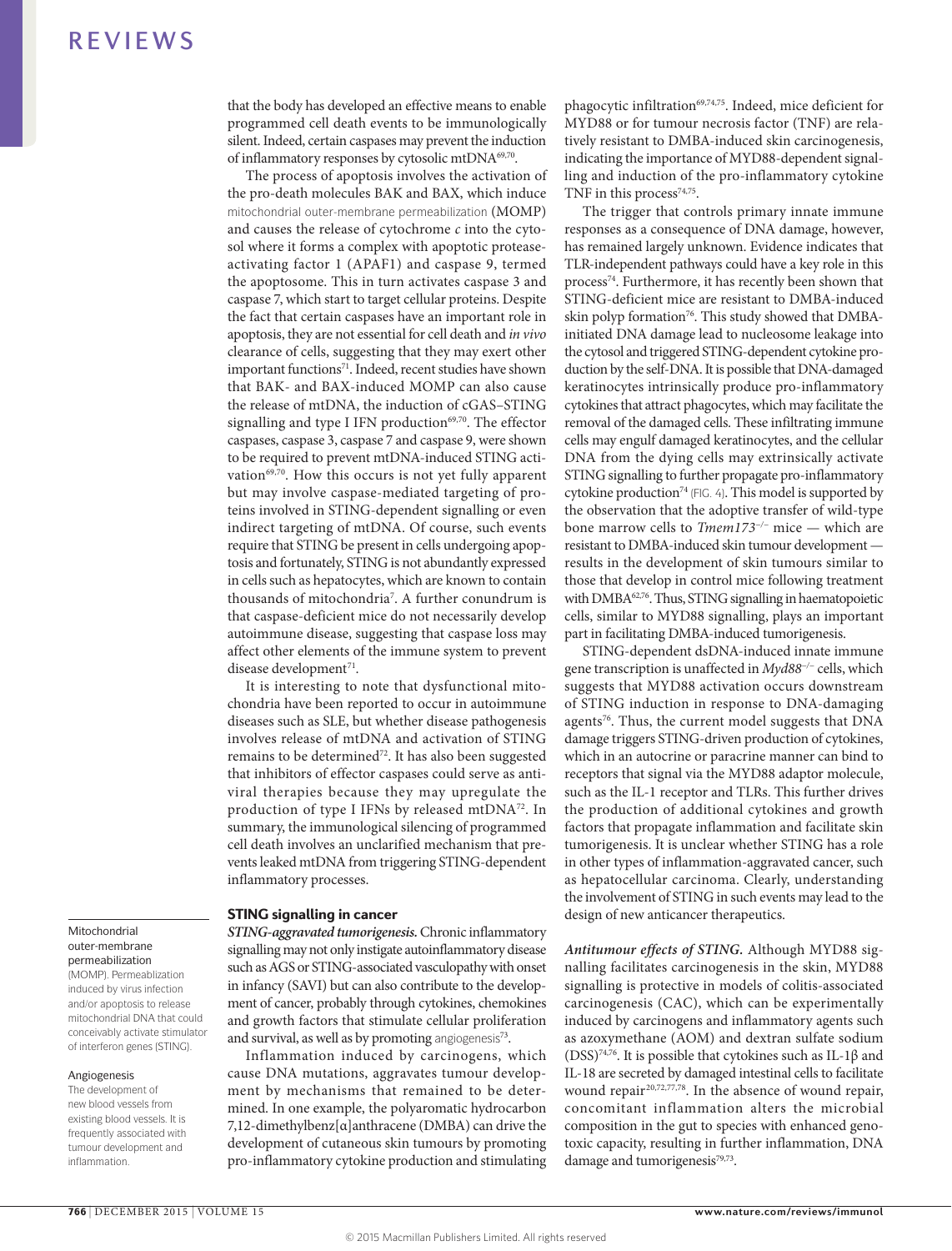that the body has developed an effective means to enable programmed cell death events to be immunologically silent. Indeed, certain caspases may prevent the induction of inflammatory responses by cytosolic mtDNA[69,70].

The process of apoptosis involves the activation of the pro-death molecules BAK and BAX, which induce mitochondrial outer-membrane permeabilization (MOMP) and causes the release of cytochrome *c* into the cytosol where it forms a complex with apoptotic protease-activating factor 1 (APAF1) and caspase 9, termed the apoptosome. This in turn activates caspase 3 and caspase 7, which start to target cellular proteins. Despite the fact that certain caspases have an important role in apoptosis, they are not essential for cell death and *in vivo* clearance of cells, suggesting that they may exert other important functions[71]. Indeed, recent studies have shown that BAK- and BAX-induced MOMP can also cause the release of mtDNA, the induction of cGAS–STING signalling and type I IFN production[69,70]. The effector caspases, caspase 3, caspase 7 and caspase 9, were shown to be required to prevent mtDNA-induced STING activation[69,70]. How this occurs is not yet fully apparent but may involve caspase-mediated targeting of proteins involved in STING-dependent signalling or even indirect targeting of mtDNA. Of course, such events require that STING be present in cells undergoing apoptosis and fortunately, STING is not abundantly expressed in cells such as hepatocytes, which are known to contain thousands of mitochondria[7]. A further conundrum is that caspase-deficient mice do not necessarily develop autoimmune disease, suggesting that caspase loss may affect other elements of the immune system to prevent disease development[71].

It is interesting to note that dysfunctional mitochondria have been reported to occur in autoimmune diseases such as SLE, but whether disease pathogenesis involves release of mtDNA and activation of STING remains to be determined[72]. It has also been suggested that inhibitors of effector caspases could serve as antiviral therapies because they may upregulate the production of type I IFNs by released mtDNA[72]. In summary, the immunological silencing of programmed cell death involves an unclarified mechanism that prevents leaked mtDNA from triggering STING-dependent inflammatory processes.

**Mitochondrial outer-membrane permeabilization**
(MOMP). Permeablization induced by virus infection and/or apoptosis to release mitochondrial DNA that could conceivably activate stimulator of interferon genes (STING).

**Angiogenesis**
The development of new blood vessels from existing blood vessels. It is frequently associated with tumour development and inflammation.

## STING signalling in cancer

***STING-aggravated tumorigenesis.*** Chronic inflammatory signalling may not only instigate autoinflammatory disease such as AGS or STING-associated vasculopathy with onset in infancy (SAVI) but can also contribute to the development of cancer, probably through cytokines, chemokines and growth factors that stimulate cellular proliferation and survival, as well as by promoting angiogenesis[73].

Inflammation induced by carcinogens, which cause DNA mutations, aggravates tumour development by mechanisms that remained to be determined. In one example, the polyaromatic hydrocarbon 7,12-dimethylbenz[α]anthracene (DMBA) can drive the development of cutaneous skin tumours by promoting pro-inflammatory cytokine production and stimulating phagocytic infiltration[69,74,75]. Indeed, mice deficient for MYD88 or for tumour necrosis factor (TNF) are relatively resistant to DMBA-induced skin carcinogenesis, indicating the importance of MYD88-dependent signalling and induction of the pro-inflammatory cytokine TNF in this process[74,75].

The trigger that controls primary innate immune responses as a consequence of DNA damage, however, has remained largely unknown. Evidence indicates that TLR-independent pathways could have a key role in this process[74]. Furthermore, it has recently been shown that STING-deficient mice are resistant to DMBA-induced skin polyp formation[76]. This study showed that DMBA-initiated DNA damage lead to nucleosome leakage into the cytosol and triggered STING-dependent cytokine production by the self-DNA. It is possible that DNA-damaged keratinocytes intrinsically produce pro-inflammatory cytokines that attract phagocytes, which may facilitate the removal of the damaged cells. These infiltrating immune cells may engulf damaged keratinocytes, and the cellular DNA from the dying cells may extrinsically activate STING signalling to further propagate pro-inflammatory cytokine production[74] (FIG. 4). This model is supported by the observation that the adoptive transfer of wild-type bone marrow cells to *Tmem173*$^{-/-}$ mice — which are resistant to DMBA-induced skin tumour development — results in the development of skin tumours similar to those that develop in control mice following treatment with DMBA[62,76]. Thus, STING signalling in haematopoietic cells, similar to MYD88 signalling, plays an important part in facilitating DMBA-induced tumorigenesis.

STING-dependent dsDNA-induced innate immune gene transcription is unaffected in *Myd88*$^{-/-}$ cells, which suggests that MYD88 activation occurs downstream of STING induction in response to DNA-damaging agents[76]. Thus, the current model suggests that DNA damage triggers STING-driven production of cytokines, which in an autocrine or paracrine manner can bind to receptors that signal via the MYD88 adaptor molecule, such as the IL-1 receptor and TLRs. This further drives the production of additional cytokines and growth factors that propagate inflammation and facilitate skin tumorigenesis. It is unclear whether STING has a role in other types of inflammation-aggravated cancer, such as hepatocellular carcinoma. Clearly, understanding the involvement of STING in such events may lead to the design of new anticancer therapeutics.

***Antitumour effects of STING.*** Although MYD88 signalling facilitates carcinogenesis in the skin, MYD88 signalling is protective in models of colitis-associated carcinogenesis (CAC), which can be experimentally induced by carcinogens and inflammatory agents such as azoxymethane (AOM) and dextran sulfate sodium (DSS)[74,76]. It is possible that cytokines such as IL-1β and IL-18 are secreted by damaged intestinal cells to facilitate wound repair[20,72,77,78]. In the absence of wound repair, concomitant inflammation alters the microbial composition in the gut to species with enhanced genotoxic capacity, resulting in further inflammation, DNA damage and tumorigenesis[79,73].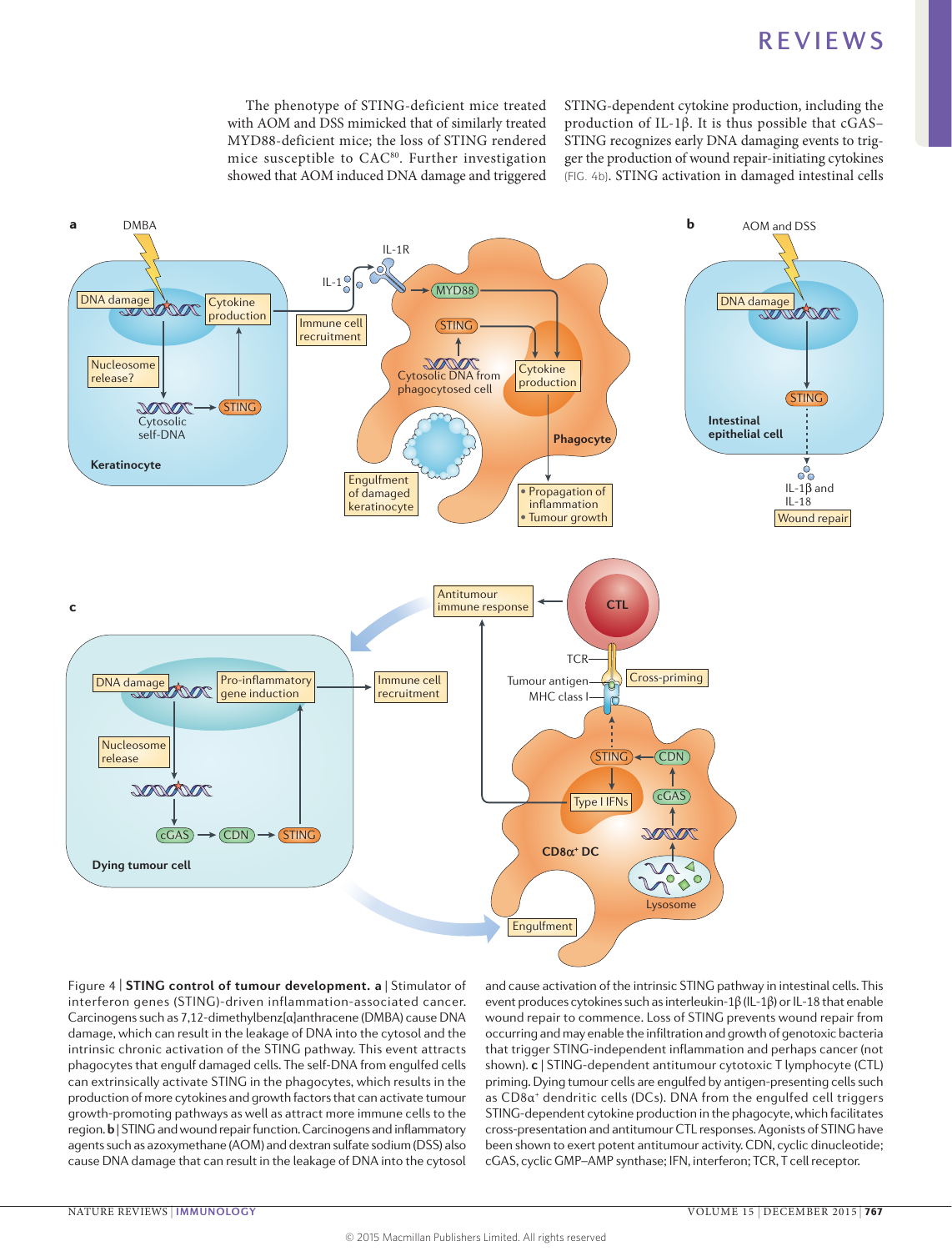The phenotype of STING-deficient mice treated with AOM and DSS mimicked that of similarly treated MYD88-deficient mice; the loss of STING rendered mice susceptible to CAC[80]. Further investigation showed that AOM induced DNA damage and triggered STING-dependent cytokine production, including the production of IL-1β. It is thus possible that cGAS–STING recognizes early DNA damaging events to trigger the production of wound repair-initiating cytokines (FIG. 4b). STING activation in damaged intestinal cells

Figure 4 | **STING control of tumour development. a** | Stimulator of interferon genes (STING)-driven inflammation-associated cancer. Carcinogens such as 7,12-dimethylbenz[a]anthracene (DMBA) cause DNA damage, which can result in the leakage of DNA into the cytosol and the intrinsic chronic activation of the STING pathway. This event attracts phagocytes that engulf damaged cells. The self-DNA from engulfed cells can extrinsically activate STING in the phagocytes, which results in the production of more cytokines and growth factors that can activate tumour growth-promoting pathways as well as attract more immune cells to the region. **b** | STING and wound repair function. Carcinogens and inflammatory agents such as azoxymethane (AOM) and dextran sulfate sodium (DSS) also cause DNA damage that can result in the leakage of DNA into the cytosol and cause activation of the intrinsic STING pathway in intestinal cells. This event produces cytokines such as interleukin-1β (IL-1β) or IL-18 that enable wound repair to commence. Loss of STING prevents wound repair from occurring and may enable the infiltration and growth of genotoxic bacteria that trigger STING-independent inflammation and perhaps cancer (not shown). **c** | STING-dependent antitumour cytotoxic T lymphocyte (CTL) priming. Dying tumour cells are engulfed by antigen-presenting cells such as $CD8\alpha^+$ dendritic cells (DCs). DNA from the engulfed cell triggers STING-dependent cytokine production in the phagocyte, which facilitates cross-presentation and antitumour CTL responses. Agonists of STING have been shown to exert potent antitumour activity. CDN, cyclic dinucleotide; cGAS, cyclic GMP–AMP synthase; IFN, interferon; TCR, T cell receptor.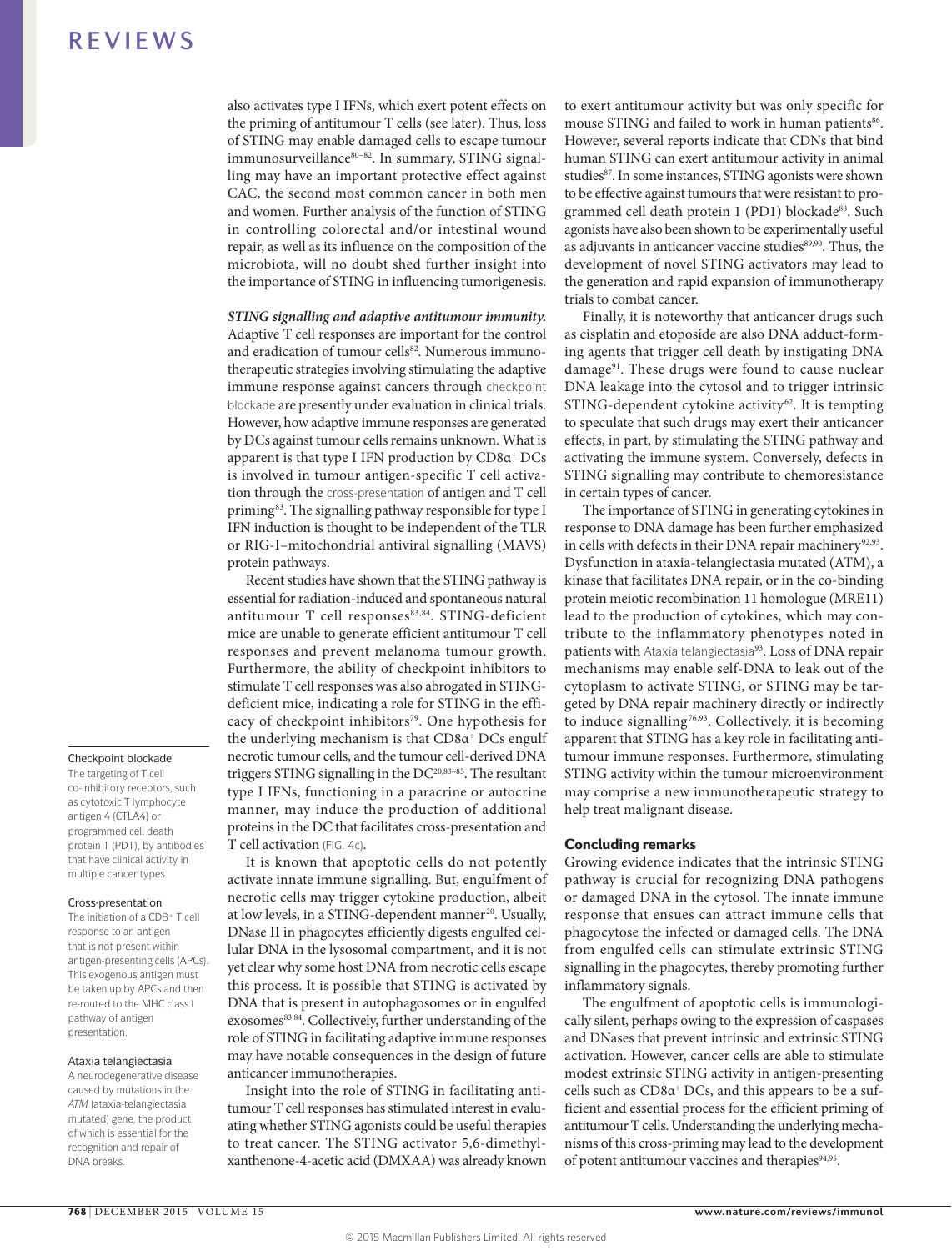also activates type I IFNs, which exert potent effects on the priming of antitumour T cells (see later). Thus, loss of STING may enable damaged cells to escape tumour immunosurveillance[80–82]. In summary, STING signalling may have an important protective effect against CAC, the second most common cancer in both men and women. Further analysis of the function of STING in controlling colorectal and/or intestinal wound repair, as well as its influence on the composition of the microbiota, will no doubt shed further insight into the importance of STING in influencing tumorigenesis.

***STING signalling and adaptive antitumour immunity.*** Adaptive T cell responses are important for the control and eradication of tumour cells[82]. Numerous immunotherapeutic strategies involving stimulating the adaptive immune response against cancers through checkpoint blockade are presently under evaluation in clinical trials. However, how adaptive immune responses are generated by DCs against tumour cells remains unknown. What is apparent is that type I IFN production by CD8α$^+$ DCs is involved in tumour antigen-specific T cell activation through the cross-presentation of antigen and T cell priming[83]. The signalling pathway responsible for type I IFN induction is thought to be independent of the TLR or RIG-I–mitochondrial antiviral signalling (MAVS) protein pathways.

Recent studies have shown that the STING pathway is essential for radiation-induced and spontaneous natural antitumour T cell responses[83,84]. STING-deficient mice are unable to generate efficient antitumour T cell responses and prevent melanoma tumour growth. Furthermore, the ability of checkpoint inhibitors to stimulate T cell responses was also abrogated in STING-deficient mice, indicating a role for STING in the efficacy of checkpoint inhibitors[79]. One hypothesis for the underlying mechanism is that CD8α$^+$ DCs engulf necrotic tumour cells, and the tumour cell-derived DNA triggers STING signalling in the DC[20,83–85]. The resultant type I IFNs, functioning in a paracrine or autocrine manner, may induce the production of additional proteins in the DC that facilitates cross-presentation and T cell activation (FIG. 4c).

It is known that apoptotic cells do not potently activate innate immune signalling. But, engulfment of necrotic cells may trigger cytokine production, albeit at low levels, in a STING-dependent manner[20]. Usually, DNase II in phagocytes efficiently digests engulfed cellular DNA in the lysosomal compartment, and it is not yet clear why some host DNA from necrotic cells escape this process. It is possible that STING is activated by DNA that is present in autophagosomes or in engulfed exosomes[83,84]. Collectively, further understanding of the role of STING in facilitating adaptive immune responses may have notable consequences in the design of future anticancer immunotherapies.

Insight into the role of STING in facilitating antitumour T cell responses has stimulated interest in evaluating whether STING agonists could be useful therapies to treat cancer. The STING activator 5,6-dimethylxanthenone-4-acetic acid (DMXAA) was already known to exert antitumour activity but was only specific for mouse STING and failed to work in human patients[86]. However, several reports indicate that CDNs that bind human STING can exert antitumour activity in animal studies[87]. In some instances, STING agonists were shown to be effective against tumours that were resistant to programmed cell death protein 1 (PD1) blockade[88]. Such agonists have also been shown to be experimentally useful as adjuvants in anticancer vaccine studies[89,90]. Thus, the development of novel STING activators may lead to the generation and rapid expansion of immunotherapy trials to combat cancer.

Finally, it is noteworthy that anticancer drugs such as cisplatin and etoposide are also DNA adduct-forming agents that trigger cell death by instigating DNA damage[91]. These drugs were found to cause nuclear DNA leakage into the cytosol and to trigger intrinsic STING-dependent cytokine activity[62]. It is tempting to speculate that such drugs may exert their anticancer effects, in part, by stimulating the STING pathway and activating the immune system. Conversely, defects in STING signalling may contribute to chemoresistance in certain types of cancer.

The importance of STING in generating cytokines in response to DNA damage has been further emphasized in cells with defects in their DNA repair machinery[92,93]. Dysfunction in ataxia-telangiectasia mutated (ATM), a kinase that facilitates DNA repair, or in the co-binding protein meiotic recombination 11 homologue (MRE11) lead to the production of cytokines, which may contribute to the inflammatory phenotypes noted in patients with Ataxia telangiectasia[93]. Loss of DNA repair mechanisms may enable self-DNA to leak out of the cytoplasm to activate STING, or STING may be targeted by DNA repair machinery directly or indirectly to induce signalling[76,93]. Collectively, it is becoming apparent that STING has a key role in facilitating antitumour immune responses. Furthermore, stimulating STING activity within the tumour microenvironment may comprise a new immunotherapeutic strategy to help treat malignant disease.

## Concluding remarks

Growing evidence indicates that the intrinsic STING pathway is crucial for recognizing DNA pathogens or damaged DNA in the cytosol. The innate immune response that ensues can attract immune cells that phagocytose the infected or damaged cells. The DNA from engulfed cells can stimulate extrinsic STING signalling in the phagocytes, thereby promoting further inflammatory signals.

The engulfment of apoptotic cells is immunologically silent, perhaps owing to the expression of caspases and DNases that prevent intrinsic and extrinsic STING activation. However, cancer cells are able to stimulate modest extrinsic STING activity in antigen-presenting cells such as CD8α$^+$ DCs, and this appears to be a sufficient and essential process for the efficient priming of antitumour T cells. Understanding the underlying mechanisms of this cross-priming may lead to the development of potent antitumour vaccines and therapies[94,95].

**Checkpoint blockade**
The targeting of T cell co-inhibitory receptors, such as cytotoxic T lymphocyte antigen 4 (CTLA4) or programmed cell death protein 1 (PD1), by antibodies that have clinical activity in multiple cancer types.

**Cross-presentation**
The initiation of a CD8$^+$ T cell response to an antigen that is not present within antigen-presenting cells (APCs). This exogenous antigen must be taken up by APCs and then re-routed to the MHC class I pathway of antigen presentation.

**Ataxia telangiectasia**
A neurodegenerative disease caused by mutations in the *ATM* (ataxia-telangiectasia mutated) gene, the product of which is essential for the recognition and repair of DNA breaks.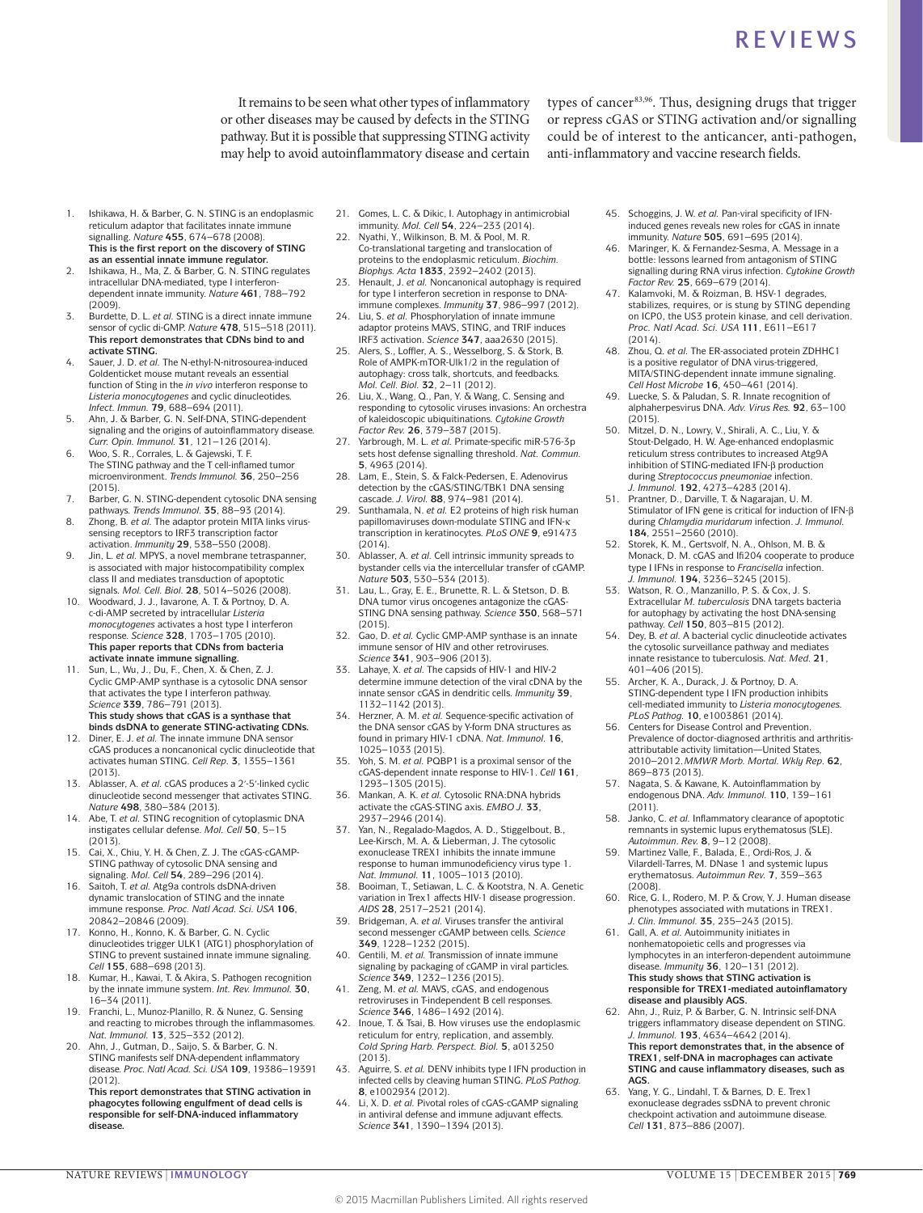It remains to be seen what other types of inflammatory or other diseases may be caused by defects in the STING pathway. But it is possible that suppressing STING activity may help to avoid autoinflammatory disease and certain types of cancer[83,96]. Thus, designing drugs that trigger or repress cGAS or STING activation and/or signalling could be of interest to the anticancer, anti-pathogen, anti-inflammatory and vaccine research fields.

1. Ishikawa, H. & Barber, G. N. STING is an endoplasmic reticulum adaptor that facilitates innate immune signalling. *Nature* **455**, 674–678 (2008).
**This is the first report on the discovery of STING as an essential innate immune regulator.**
2. Ishikawa, H., Ma, Z. & Barber, G. N. STING regulates intracellular DNA-mediated, type I interferon-dependent innate immunity. *Nature* **461**, 788–792 (2009).
3. Burdette, D. L. *et al.* STING is a direct innate immune sensor of cyclic di-GMP. *Nature* **478**, 515–518 (2011).
**This report demonstrates that CDNs bind to and activate STING.**
4. Sauer, J. D. *et al.* The N-ethyl-N-nitrosourea-induced Goldenticket mouse mutant reveals an essential function of Sting in the *in vivo* interferon response to *Listeria monocytogenes* and cyclic dinucleotides. *Infect. Immun.* **79**, 688–694 (2011).
5. Ahn, J. & Barber, G. N. Self-DNA, STING-dependent signaling and the origins of autoinflammatory disease. *Curr. Opin. Immunol.* **31**, 121–126 (2014).
6. Woo, S. R., Corrales, L. & Gajewski, T. F. The STING pathway and the T cell-inflamed tumor microenvironment. *Trends Immunol.* **36**, 250–256 (2015).
7. Barber, G. N. STING-dependent cytosolic DNA sensing pathways. *Trends Immunol.* **35**, 88–93 (2014).
8. Zhong, B. *et al.* The adaptor protein MITA links virus-sensing receptors to IRF3 transcription factor activation. *Immunity* **29**, 538–550 (2008).
9. Jin, L. *et al.* MPYS, a novel membrane tetraspanner, is associated with major histocompatibility complex class II and mediates transduction of apoptotic signals. *Mol. Cell. Biol.* **28**, 5014–5026 (2008).
10. Woodward, J. J., Iavarone, A. T. & Portnoy, D. A. c-di-AMP secreted by intracellular *Listeria monocytogenes* activates a host type I interferon response. *Science* **328**, 1703–1705 (2010).
**This paper reports that CDNs from bacteria activate innate immune signalling.**
11. Sun, L., Wu, J., Du, F., Chen, X. & Chen, Z. J. Cyclic GMP-AMP synthase is a cytosolic DNA sensor that activates the type I interferon pathway. *Science* **339**, 786–791 (2013).
**This study shows that cGAS is a synthase that binds dsDNA to generate STING-activating CDNs.**
12. Diner, E. J. *et al.* The innate immune DNA sensor cGAS produces a noncanonical cyclic dinucleotide that activates human STING. *Cell Rep.* **3**, 1355–1361 (2013).
13. Ablasser, A. *et al.* cGAS produces a 2′-5′-linked cyclic dinucleotide second messenger that activates STING. *Nature* **498**, 380–384 (2013).
14. Abe, T. *et al.* STING recognition of cytoplasmic DNA instigates cellular defense. *Mol. Cell* **50**, 5–15 (2013).
15. Cai, X., Chiu, Y. H. & Chen, Z. J. The cGAS-cGAMP-STING pathway of cytosolic DNA sensing and signaling. *Mol. Cell* **54**, 289–296 (2014).
16. Saitoh, T. *et al.* Atg9a controls dsDNA-driven dynamic translocation of STING and the innate immune response. *Proc. Natl Acad. Sci. USA* **106**, 20842–20846 (2009).
17. Konno, H., Konno, K. & Barber, G. N. Cyclic dinucleotides trigger ULK1 (ATG1) phosphorylation of STING to prevent sustained innate immune signaling. *Cell* **155**, 688–698 (2013).
18. Kumar, H., Kawai, T. & Akira, S. Pathogen recognition by the innate immune system. *Int. Rev. Immunol.* **30**, 16–34 (2011).
19. Franchi, L., Munoz-Planillo, R. & Nunez, G. Sensing and reacting to microbes through the inflammasomes. *Nat. Immunol.* **13**, 325–332 (2012).
20. Ahn, J., Gutman, D., Saijo, S. & Barber, G. N. STING manifests self DNA-dependent inflammatory disease. *Proc. Natl Acad. Sci. USA* **109**, 19386–19391 (2012).
**This report demonstrates that STING activation in phagocytes following engulfment of dead cells is responsible for self-DNA-induced inflammatory disease.**
21. Gomes, L. C. & Dikic, I. Autophagy in antimicrobial immunity. *Mol. Cell* **54**, 224–233 (2014).
22. Nyathi, Y., Wilkinson, B. M. & Pool, M. R. Co-translational targeting and translocation of proteins to the endoplasmic reticulum. *Biochim. Biophys. Acta* **1833**, 2392–2402 (2013).
23. Henault, J. *et al.* Noncanonical autophagy is required for type I interferon secretion in response to DNA-immune complexes. *Immunity* **37**, 986–997 (2012).
24. Liu, S. *et al.* Phosphorylation of innate immune adaptor proteins MAVS, STING, and TRIF induces IRF3 activation. *Science* **347**, aaa2630 (2015).
25. Alers, S., Loffler, A. S., Wesselborg, S. & Stork, B. Role of AMPK-mTOR-Ulk1/2 in the regulation of autophagy: cross talk, shortcuts, and feedbacks. *Mol. Cell. Biol.* **32**, 2–11 (2012).
26. Liu, X., Wang, Q., Pan, Y. & Wang, C. Sensing and responding to cytosolic viruses invasions: An orchestra of kaleidoscopic ubiquitinations. *Cytokine Growth Factor Rev.* **26**, 379–387 (2015).
27. Yarbrough, M. L. *et al.* Primate-specific miR-576-3p sets host defense signalling threshold. *Nat. Commun.* **5**, 4963 (2014).
28. Lam, E., Stein, S. & Falck-Pedersen, E. Adenovirus detection by the cGAS/STING/TBK1 DNA sensing cascade. *J. Virol.* **88**, 974–981 (2014).
29. Sunthamala, N. *et al.* E2 proteins of high risk human papillomaviruses down-modulate STING and IFN-κ transcription in keratinocytes. *PLoS ONE* **9**, e91473 (2014).
30. Ablasser, A. *et al.* Cell intrinsic immunity spreads to bystander cells via the intercellular transfer of cGAMP. *Nature* **503**, 530–534 (2013).
31. Lau, L., Gray, E. E., Brunette, R. L. & Stetson, D. B. DNA tumor virus oncogenes antagonize the cGAS-STING DNA sensing pathway. *Science* **350**, 568–571 (2015).
32. Gao, D. *et al.* Cyclic GMP-AMP synthase is an innate immune sensor of HIV and other retroviruses. *Science* **341**, 903–906 (2013).
33. Lahaye, X. *et al.* The capsids of HIV-1 and HIV-2 determine immune detection of the viral cDNA by the innate sensor cGAS in dendritic cells. *Immunity* **39**, 1132–1142 (2013).
34. Herzner, A. M. *et al.* Sequence-specific activation of the DNA sensor cGAS by Y-form DNA structures as found in primary HIV-1 cDNA. *Nat. Immunol.* **16**, 1025–1033 (2015).
35. Yoh, S. M. *et al.* PQBP1 is a proximal sensor of the cGAS-dependent innate response to HIV-1. *Cell* **161**, 1293–1305 (2015).
36. Mankan, A. K. *et al.* Cytosolic RNA:DNA hybrids activate the cGAS-STING axis. *EMBO J.* **33**, 2937–2946 (2014).
37. Yan, N., Regalado-Magdos, A. D., Stiggelbout, B., Lee-Kirsch, M. A. & Lieberman, J. The cytosolic exonuclease TREX1 inhibits the innate immune response to human immunodeficiency virus type 1. *Nat. Immunol.* **11**, 1005–1013 (2010).
38. Booiman, T., Setiawan, L. C. & Kootstra, N. A. Genetic variation in Trex1 affects HIV-1 disease progression. *AIDS* **28**, 2517–2521 (2014).
39. Bridgeman, A. *et al.* Viruses transfer the antiviral second messenger cGAMP between cells. *Science* **349**, 1228–1232 (2015).
40. Gentili, M. *et al.* Transmission of innate immune signaling by packaging of cGAMP in viral particles. *Science* **349**, 1232–1236 (2015).
41. Zeng, M. *et al.* MAVS, cGAS, and endogenous retroviruses in T-independent B cell responses. *Science* **346**, 1486–1492 (2014).
42. Inoue, T. & Tsai, B. How viruses use the endoplasmic reticulum for entry, replication, and assembly. *Cold Spring Harb. Perspect. Biol.* **5**, a013250 (2013).
43. Aguirre, S. *et al.* DENV inhibits type I IFN production in infected cells by cleaving human STING. *PLoS Pathog.* **8**, e1002934 (2012).
44. Li, X. D. *et al.* Pivotal roles of cGAS-cGAMP signaling in antiviral defense and immune adjuvant effects. *Science* **341**, 1390–1394 (2013).
45. Schoggins, J. W. *et al.* Pan-viral specificity of IFN-induced genes reveals new roles for cGAS in innate immunity. *Nature* **505**, 691–695 (2014).
46. Maringer, K. & Fernandez-Sesma, A. Message in a bottle: lessons learned from antagonism of STING signalling during RNA virus infection. *Cytokine Growth Factor Rev.* **25**, 669–679 (2014).
47. Kalamvoki, M. & Roizman, B. HSV-1 degrades, stabilizes, requires, or is stung by STING depending on ICP0, the US3 protein kinase, and cell derivation. *Proc. Natl Acad. Sci. USA* **111**, E611–E617 (2014).
48. Zhou, Q. *et al.* The ER-associated protein ZDHHC1 is a positive regulator of DNA virus-triggered, MITA/STING-dependent innate immune signaling. *Cell Host Microbe* **16**, 450–461 (2014).
49. Luecke, S. & Paludan, S. R. Innate recognition of alphaherpesvirus DNA. *Adv. Virus Res.* **92**, 63–100 (2015).
50. Mitzel, D. N., Lowry, V., Shirali, A. C., Liu, Y. & Stout-Delgado, H. W. Age-enhanced endoplasmic reticulum stress contributes to increased Atg9A inhibition of STING-mediated IFN-β production during *Streptococcus pneumoniae* infection. *J. Immunol.* **192**, 4273–4283 (2014).
51. Prantner, D., Darville, T. & Nagarajan, U. M. Stimulator of IFN gene is critical for induction of IFN-β during *Chlamydia muridarum* infection. *J. Immunol.* **184**, 2551–2560 (2010).
52. Storek, K. M., Gertsvolf, N. A., Ohlson, M. B. & Monack, D. M. cGAS and Ifi204 cooperate to produce type I IFNs in response to *Francisella* infection. *J. Immunol.* **194**, 3236–3245 (2015).
53. Watson, R. O., Manzanillo, P. S. & Cox, J. S. Extracellular *M. tuberculosis* DNA targets bacteria for autophagy by activating the host DNA-sensing pathway. *Cell* **150**, 803–815 (2012).
54. Dey, B. *et al.* A bacterial cyclic dinucleotide activates the cytosolic surveillance pathway and mediates innate resistance to tuberculosis. *Nat. Med.* **21**, 401–406 (2015).
55. Archer, K. A., Durack, J. & Portnoy, D. A. STING-dependent type I IFN production inhibits cell-mediated immunity to *Listeria monocytogenes*. *PLoS Pathog.* **10**, e1003861 (2014).
56. Centers for Disease Control and Prevention. Prevalence of doctor-diagnosed arthritis and arthritis-attributable activity limitation—United States, 2010–2012. *MMWR Morb. Mortal. Wkly Rep.* **62**, 869–873 (2013).
57. Nagata, S. & Kawane, K. Autoinflammation by endogenous DNA. *Adv. Immunol.* **110**, 139–161 (2011).
58. Janko, C. *et al.* Inflammatory clearance of apoptotic remnants in systemic lupus erythematosus (SLE). *Autoimmun. Rev.* **8**, 9–12 (2008).
59. Martinez Valle, F., Balada, E., Ordi-Ros, J. & Vilardell-Tarres, M. DNase 1 and systemic lupus erythematosus. *Autoimmun Rev.* **7**, 359–363 (2008).
60. Rice, G. I., Rodero, M. P. & Crow, Y. J. Human disease phenotypes associated with mutations in TREX1. *J. Clin. Immunol.* **35**, 235–243 (2015).
61. Gall, A. *et al.* Autoimmunity initiates in nonhematopoietic cells and progresses via lymphocytes in an interferon-dependent autoimmune disease. *Immunity* **36**, 120–131 (2012).
**This study shows that STING activation is responsible for TREX1-mediated autoinflamatory disease and plausibly AGS.**
62. Ahn, J., Ruiz, P. & Barber, G. N. Intrinsic self-DNA triggers inflammatory disease dependent on STING. *J. Immunol.* **193**, 4634–4642 (2014).
**This report demonstrates that, in the absence of TREX1, self-DNA in macrophages can activate STING and cause inflammatory diseases, such as AGS.**
63. Yang, Y. G., Lindahl, T. & Barnes, D. E. Trex1 exonuclease degrades ssDNA to prevent chronic checkpoint activation and autoimmune disease. *Cell* **131**, 873–886 (2007).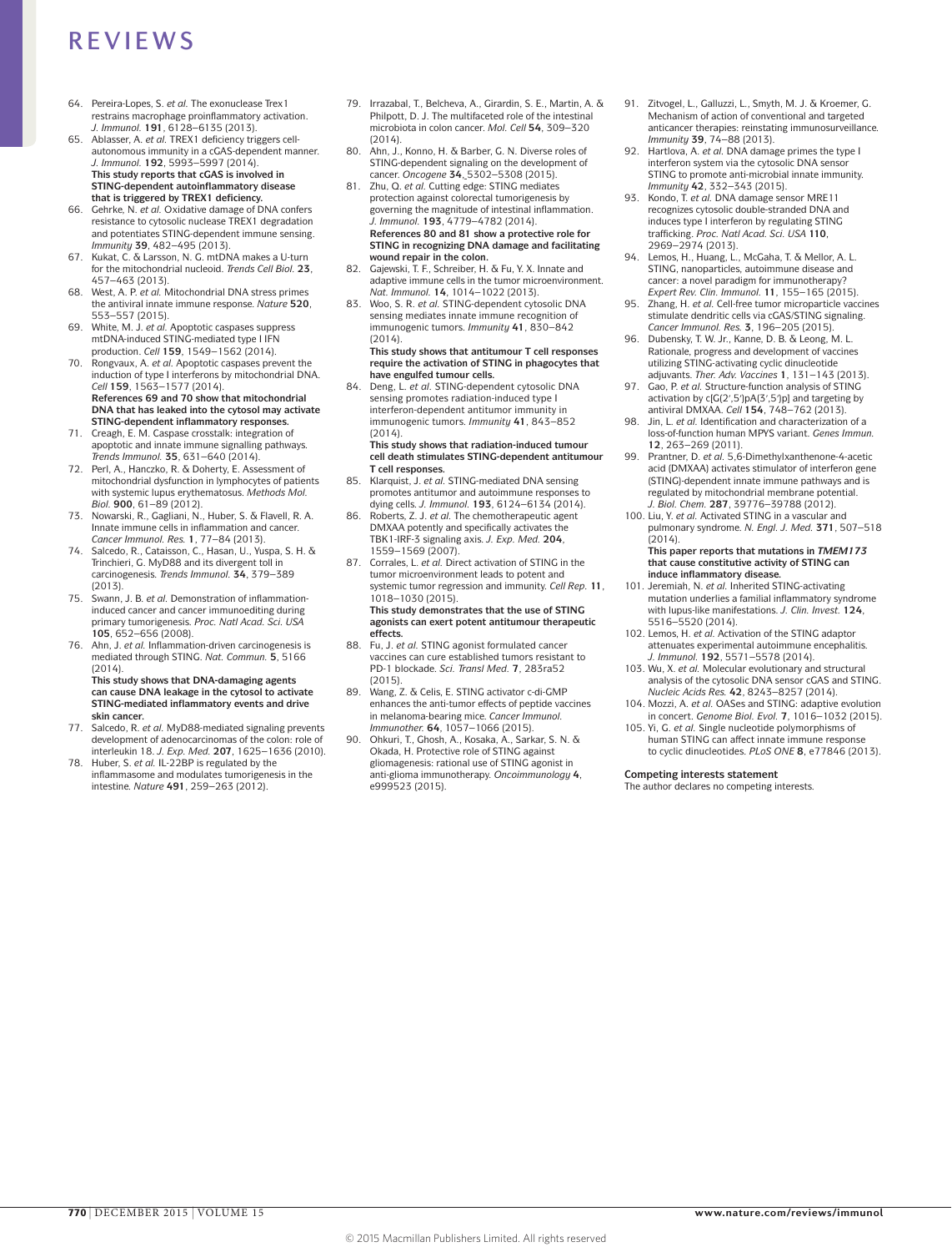64. Pereira-Lopes, S. *et al.* The exonuclease Trex1 restrains macrophage proinflammatory activation. *J. Immunol.* **191**, 6128–6135 (2013).
65. Ablasser, A. *et al.* TREX1 deficiency triggers cell-autonomous immunity in a cGAS-dependent manner. *J. Immunol.* **192**, 5993–5997 (2014).
**This study reports that cGAS is involved in STING-dependent autoinflammatory disease that is triggered by TREX1 deficiency.**
66. Gehrke, N. *et al.* Oxidative damage of DNA confers resistance to cytosolic nuclease TREX1 degradation and potentiates STING-dependent immune sensing. *Immunity* **39**, 482–495 (2013).
67. Kukat, C. & Larsson, N. G. mtDNA makes a U-turn for the mitochondrial nucleoid. *Trends Cell Biol.* **23**, 457–463 (2013).
68. West, A. P. *et al.* Mitochondrial DNA stress primes the antiviral innate immune response. *Nature* **520**, 553–557 (2015).
69. White, M. J. *et al.* Apoptotic caspases suppress mtDNA-induced STING-mediated type I IFN production. *Cell* **159**, 1549–1562 (2014).
70. Rongvaux, A. *et al.* Apoptotic caspases prevent the induction of type I interferons by mitochondrial DNA. *Cell* **159**, 1563–1577 (2014).
**References 69 and 70 show that mitochondrial DNA that has leaked into the cytosol may activate STING-dependent inflammatory responses.**
71. Creagh, E. M. Caspase crosstalk: integration of apoptotic and innate immune signalling pathways. *Trends Immunol.* **35**, 631–640 (2014).
72. Perl, A., Hanczko, R. & Doherty, E. Assessment of mitochondrial dysfunction in lymphocytes of patients with systemic lupus erythematosus. *Methods Mol. Biol.* **900**, 61–89 (2012).
73. Nowarski, R., Gagliani, N., Huber, S. & Flavell, R. A. Innate immune cells in inflammation and cancer. *Cancer Immunol. Res.* **1**, 77–84 (2013).
74. Salcedo, R., Cataisson, C., Hasan, U., Yuspa, S. H. & Trinchieri, G. MyD88 and its divergent toll in carcinogenesis. *Trends Immunol.* **34**, 379–389 (2013).
75. Swann, J. B. *et al.* Demonstration of inflammation-induced cancer and cancer immunoediting during primary tumorigenesis. *Proc. Natl Acad. Sci. USA* **105**, 652–656 (2008).
76. Ahn, J. *et al.* Inflammation-driven carcinogenesis is mediated through STING. *Nat. Commun.* **5**, 5166 (2014).
**This study shows that DNA-damaging agents can cause DNA leakage in the cytosol to activate STING-mediated inflammatory events and drive skin cancer.**
77. Salcedo, R. *et al.* MyD88-mediated signaling prevents development of adenocarcinomas of the colon: role of interleukin 18. *J. Exp. Med.* **207**, 1625–1636 (2010).
78. Huber, S. *et al.* IL-22BP is regulated by the inflammasome and modulates tumorigenesis in the intestine. *Nature* **491**, 259–263 (2012).
79. Irrazabal, T., Belcheva, A., Girardin, S. E., Martin, A. & Philpott, D. J. The multifaceted role of the intestinal microbiota in colon cancer. *Mol. Cell* **54**, 309–320 (2014).
80. Ahn, J., Konno, H. & Barber, G. N. Diverse roles of STING-dependent signaling on the development of cancer. *Oncogene* **34**, 5302–5308 (2015).
81. Zhu, Q. *et al.* Cutting edge: STING mediates protection against colorectal tumorigenesis by governing the magnitude of intestinal inflammation. *J. Immunol.* **193**, 4779–4782 (2014).
**References 80 and 81 show a protective role for STING in recognizing DNA damage and facilitating wound repair in the colon.**
82. Gajewski, T. F., Schreiber, H. & Fu, Y. X. Innate and adaptive immune cells in the tumor microenvironment. *Nat. Immunol.* **14**, 1014–1022 (2013).
83. Woo, S. R. *et al.* STING-dependent cytosolic DNA sensing mediates innate immune recognition of immunogenic tumors. *Immunity* **41**, 830–842 (2014).
**This study shows that antitumour T cell responses require the activation of STING in phagocytes that have engulfed tumour cells.**
84. Deng, L. *et al.* STING-dependent cytosolic DNA sensing promotes radiation-induced type I interferon-dependent antitumor immunity in immunogenic tumors. *Immunity* **41**, 843–852 (2014).
**This study shows that radiation-induced tumour cell death stimulates STING-dependent antitumour T cell responses.**
85. Klarquist, J. *et al.* STING-mediated DNA sensing promotes antitumor and autoimmune responses to dying cells. *J. Immunol.* **193**, 6124–6134 (2014).
86. Roberts, Z. J. *et al.* The chemotherapeutic agent DMXAA potently and specifically activates the TBK1-IRF-3 signaling axis. *J. Exp. Med.* **204**, 1559–1569 (2007).
87. Corrales, L. *et al.* Direct activation of STING in the tumor microenvironment leads to potent and systemic tumor regression and immunity. *Cell Rep.* **11**, 1018–1030 (2015).
**This study demonstrates that the use of STING agonists can exert potent antitumour therapeutic effects.**
88. Fu, J. *et al.* STING agonist formulated cancer vaccines can cure established tumors resistant to PD-1 blockade. *Sci. Transl Med.* **7**, 283ra52 (2015).
89. Wang, Z. & Celis, E. STING activator c-di-GMP enhances the anti-tumor effects of peptide vaccines in melanoma-bearing mice. *Cancer Immunol. Immunother.* **64**, 1057–1066 (2015).
90. Ohkuri, T., Ghosh, A., Kosaka, A., Sarkar, S. N. & Okada, H. Protective role of STING against gliomagenesis: rational use of STING agonist in anti-glioma immunotherapy. *Oncoimmunology* **4**, e999523 (2015).
91. Zitvogel, L., Galluzzi, L., Smyth, M. J. & Kroemer, G. Mechanism of action of conventional and targeted anticancer therapies: reinstating immunosurveillance. *Immunity* **39**, 74–88 (2013).
92. Hartlova, A. *et al.* DNA damage primes the type I interferon system via the cytosolic DNA sensor STING to promote anti-microbial innate immunity. *Immunity* **42**, 332–343 (2015).
93. Kondo, T. *et al.* DNA damage sensor MRE11 recognizes cytosolic double-stranded DNA and induces type I interferon by regulating STING trafficking. *Proc. Natl Acad. Sci. USA* **110**, 2969–2974 (2013).
94. Lemos, H., Huang, L., McGaha, T. & Mellor, A. L. STING, nanoparticles, autoimmune disease and cancer: a novel paradigm for immunotherapy? *Expert Rev. Clin. Immunol.* **11**, 155–165 (2015).
95. Zhang, H. *et al.* Cell-free tumor microparticle vaccines stimulate dendritic cells via cGAS/STING signaling. *Cancer Immunol. Res.* **3**, 196–205 (2015).
96. Dubensky, T. W. Jr., Kanne, D. B. & Leong, M. L. Rationale, progress and development of vaccines utilizing STING-activating cyclic dinucleotide adjuvants. *Ther. Adv. Vaccines* **1**, 131–143 (2013).
97. Gao, P. *et al.* Structure-function analysis of STING activation by c[G(2′,5′)pA(3′,5′)p] and targeting by antiviral DMXAA. *Cell* **154**, 748–762 (2013).
98. Jin, L. *et al.* Identification and characterization of a loss-of-function human MPYS variant. *Genes Immun.* **12**, 263–269 (2011).
99. Prantner, D. *et al.* 5,6-Dimethylxanthenone-4-acetic acid (DMXAA) activates stimulator of interferon gene (STING)-dependent innate immune pathways and is regulated by mitochondrial membrane potential. *J. Biol. Chem.* **287**, 39776–39788 (2012).
100. Liu, Y. *et al.* Activated STING in a vascular and pulmonary syndrome. *N. Engl. J. Med.* **371**, 507–518 (2014).
**This paper reports that mutations in *TMEM173* that cause constitutive activity of STING can induce inflammatory disease.**
101. Jeremiah, N. *et al.* Inherited STING-activating mutation underlies a familial inflammatory syndrome with lupus-like manifestations. *J. Clin. Invest.* **124**, 5516–5520 (2014).
102. Lemos, H. *et al.* Activation of the STING adaptor attenuates experimental autoimmune encephalitis. *J. Immunol.* **192**, 5571–5578 (2014).
103. Wu, X. *et al.* Molecular evolutionary and structural analysis of the cytosolic DNA sensor cGAS and STING. *Nucleic Acids Res.* **42**, 8243–8257 (2014).
104. Mozzi, A. *et al.* OASes and STING: adaptive evolution in concert. *Genome Biol. Evol.* **7**, 1016–1032 (2015).
105. Yi, G. *et al.* Single nucleotide polymorphisms of human STING can affect innate immune response to cyclic dinucleotides. *PLoS ONE* **8**, e77846 (2013).

**Competing interests statement**

The author declares no competing interests.